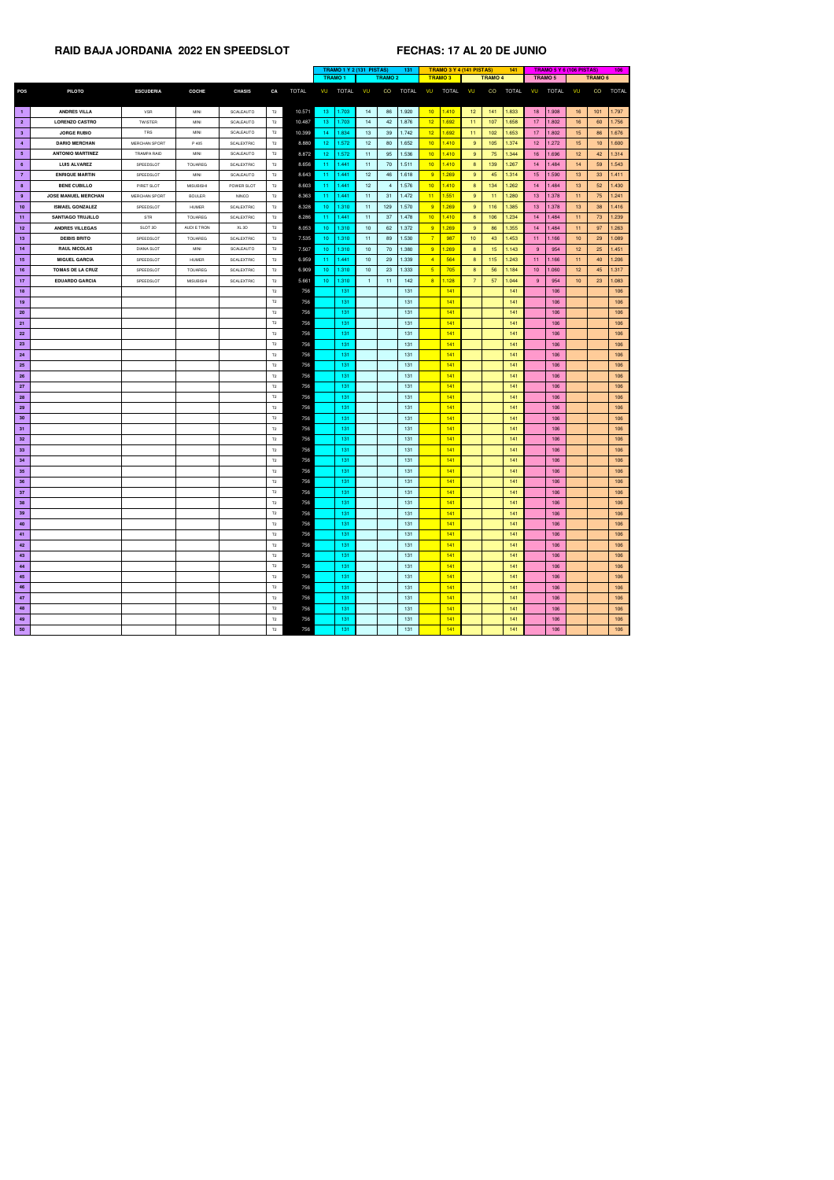# RAID BAJA JORDANIA 2022 EN SPEEDSLOT

# FECHAS: 17 AL 20 DE JUNIO

| | | | | | | | TRAMO 1 Y 2 (131 PISTAS) | | | | 131 | | TRAMO 3 Y 4 (141 PISTAS) | | | | 141 | | TRAMO 5 Y 6 (106 PISTAS) | | | | 106 |
|---|---|---|---|---|---|---|---|---|---|---|---|---|---|---|---|---|---|---|---|---|---|---|---|
| | | | | | | | TRAMO 1 | | TRAMO 2 | | | TRAMO 3 | | TRAMO 4 | | | | TRAMO 5 | | TRAMO 6 | | | |
| POS | PILOTO | ESCUDERIA | COCHE | CHASIS | CA | TOTAL | VU | TOTAL | VU | CO | TOTAL | VU | TOTAL | VU | CO | TOTAL | VU | TOTAL | VU | CO | TOTAL | | |
| 1 | ANDRES VILLA | VSR | MINI | SCALEAUTO | T2 | 10.571 | 13 | 1.703 | 14 | 86 | 1.920 | 10 | 1.410 | 12 | 141 | 1.833 | 18 | 1.908 | 16 | 101 | 1.797 | | |
| 2 | LORENZO CASTRO | TWISTER | MINI | SCALEAUTO | T2 | 10.487 | 13 | 1.703 | 14 | 42 | 1.876 | 12 | 1.692 | 11 | 107 | 1.658 | 17 | 1.802 | 16 | 60 | 1.756 | | |
| 3 | JORGE RUBIO | TRS | MINI | SCALEAUTO | T2 | 10.399 | 14 | 1.834 | 13 | 39 | 1.742 | 12 | 1.692 | 11 | 102 | 1.653 | 17 | 1.802 | 15 | 86 | 1.676 | | |
| 4 | DARIO MERCHAN | MERCHAN SPORT | P 405 | SCALEXTRIC | T2 | 8.880 | 12 | 1.572 | 12 | 80 | 1.652 | 10 | 1.410 | 9 | 105 | 1.374 | 12 | 1.272 | 15 | 10 | 1.600 | | |
| 5 | ANTONIO MARTINEZ | TRAMPA RAID | MINI | SCALEAUTO | T2 | 8.872 | 12 | 1.572 | 11 | 95 | 1.536 | 10 | 1.410 | 9 | 75 | 1.344 | 16 | 1.696 | 12 | 42 | 1.314 | | |
| 6 | LUIS ALVAREZ | SPEEDSLOT | TOUAREG | SCALEXTRIC | T2 | 8.656 | 11 | 1.441 | 11 | 70 | 1.511 | 10 | 1.410 | 8 | 139 | 1.267 | 14 | 1.484 | 14 | 59 | 1.543 | | |
| 7 | ENRIQUE MARTIN | SPEEDSLOT | MINI | SCALEAUTO | T2 | 8.643 | 11 | 1.441 | 12 | 46 | 1.618 | 9 | 1.269 | 9 | 45 | 1.314 | 15 | 1.590 | 13 | 33 | 1.411 | | |
| 8 | BENE CUBILLO | PIRET SLOT | MISUBISHI | POWER SLOT | T2 | 8.603 | 11 | 1.441 | 12 | 4 | 1.576 | 10 | 1.410 | 8 | 134 | 1.262 | 14 | 1.484 | 13 | 52 | 1.430 | | |
| 9 | JOSE MANUEL MERCHAN | MERCHAN SPORT | BOULER | NINCO | T2 | 8.363 | 11 | 1.441 | 11 | 31 | 1.472 | 11 | 1.551 | 9 | 11 | 1.280 | 13 | 1.378 | 11 | 75 | 1.241 | | |
| 10 | ISMAEL GONZALEZ | SPEEDSLOT | HUMER | SCALEXTRIC | T2 | 8.328 | 10 | 1.310 | 11 | 129 | 1.570 | 9 | 1.269 | 9 | 116 | 1.385 | 13 | 1.378 | 13 | 38 | 1.416 | | |
| 11 | SANTIAGO TRUJILLO | STR | TOUAREG | SCALEXTRIC | T2 | 8.286 | 11 | 1.441 | 11 | 37 | 1.478 | 10 | 1.410 | 8 | 106 | 1.234 | 14 | 1.484 | 11 | 73 | 1.239 | | |
| 12 | ANDRES VILLEGAS | SLOT 3D | AUDI E TRON | XL 3D | T2 | 8.053 | 10 | 1.310 | 10 | 62 | 1.372 | 9 | 1.269 | 9 | 86 | 1.355 | 14 | 1.484 | 11 | 97 | 1.263 | | |
| 13 | DEIBIS BRITO | SPEEDSLOT | TOUAREG | SCALEXTRIC | T2 | 7.535 | 10 | 1.310 | 11 | 89 | 1.530 | 7 | 987 | 10 | 43 | 1.453 | 11 | 1.166 | 10 | 29 | 1.089 | | |
| 14 | RAUL NICOLAS | DIANA SLOT | MINI | SCALEAUTO | T2 | 7.507 | 10 | 1.310 | 10 | 70 | 1.380 | 9 | 1.269 | 8 | 15 | 1.143 | 9 | 954 | 12 | 25 | 1.451 | | |
| 15 | MIGUEL GARCIA | SPEEDSLOT | HUMER | SCALEXTRIC | T2 | 6.959 | 11 | 1.441 | 10 | 29 | 1.339 | 4 | 564 | 8 | 115 | 1.243 | 11 | 1.166 | 11 | 40 | 1.206 | | |
| 16 | TOMAS DE LA CRUZ | SPEEDSLOT | TOUAREG | SCALEXTRIC | T2 | 6.909 | 10 | 1.310 | 10 | 23 | 1.333 | 5 | 705 | 8 | 56 | 1.184 | 10 | 1.060 | 12 | 45 | 1.317 | | |
| 17 | EDUARDO GARCIA | SPEEDSLOT | MISUBISHI | SCALEXTRIC | T2 | 5.661 | 10 | 1.310 | 1 | 11 | 142 | 8 | 1.128 | 7 | 57 | 1.044 | 9 | 954 | 10 | 23 | 1.083 | | |
| 18 | | | | | T2 | 756 | | 131 | | | 131 | | 141 | | | 141 | | 106 | | | 106 | | |
| 19 | | | | | T2 | 756 | | 131 | | | 131 | | 141 | | | 141 | | 106 | | | 106 | | |
| 20 | | | | | T2 | 756 | | 131 | | | 131 | | 141 | | | 141 | | 106 | | | 106 | | |
| 21 | | | | | T2 | 756 | | 131 | | | 131 | | 141 | | | 141 | | 106 | | | 106 | | |
| 22 | | | | | T2 | 756 | | 131 | | | 131 | | 141 | | | 141 | | 106 | | | 106 | | |
| 23 | | | | | T2 | 756 | | 131 | | | 131 | | 141 | | | 141 | | 106 | | | 106 | | |
| 24 | | | | | T2 | 756 | | 131 | | | 131 | | 141 | | | 141 | | 106 | | | 106 | | |
| 25 | | | | | T2 | 756 | | 131 | | | 131 | | 141 | | | 141 | | 106 | | | 106 | | |
| 26 | | | | | T2 | 756 | | 131 | | | 131 | | 141 | | | 141 | | 106 | | | 106 | | |
| 27 | | | | | T2 | 756 | | 131 | | | 131 | | 141 | | | 141 | | 106 | | | 106 | | |
| 28 | | | | | T2 | 756 | | 131 | | | 131 | | 141 | | | 141 | | 106 | | | 106 | | |
| 29 | | | | | T2 | 756 | | 131 | | | 131 | | 141 | | | 141 | | 106 | | | 106 | | |
| 30 | | | | | T2 | 756 | | 131 | | | 131 | | 141 | | | 141 | | 106 | | | 106 | | |
| 31 | | | | | T2 | 756 | | 131 | | | 131 | | 141 | | | 141 | | 106 | | | 106 | | |
| 32 | | | | | T2 | 756 | | 131 | | | 131 | | 141 | | | 141 | | 106 | | | 106 | | |
| 33 | | | | | T2 | 756 | | 131 | | | 131 | | 141 | | | 141 | | 106 | | | 106 | | |
| 34 | | | | | T2 | 756 | | 131 | | | 131 | | 141 | | | 141 | | 106 | | | 106 | | |
| 35 | | | | | T2 | 756 | | 131 | | | 131 | | 141 | | | 141 | | 106 | | | 106 | | |
| 36 | | | | | T2 | 756 | | 131 | | | 131 | | 141 | | | 141 | | 106 | | | 106 | | |
| 37 | | | | | T2 | 756 | | 131 | | | 131 | | 141 | | | 141 | | 106 | | | 106 | | |
| 38 | | | | | T2 | 756 | | 131 | | | 131 | | 141 | | | 141 | | 106 | | | 106 | | |
| 39 | | | | | T2 | 756 | | 131 | | | 131 | | 141 | | | 141 | | 106 | | | 106 | | |
| 40 | | | | | T2 | 756 | | 131 | | | 131 | | 141 | | | 141 | | 106 | | | 106 | | |
| 41 | | | | | T2 | 756 | | 131 | | | 131 | | 141 | | | 141 | | 106 | | | 106 | | |
| 42 | | | | | T2 | 756 | | 131 | | | 131 | | 141 | | | 141 | | 106 | | | 106 | | |
| 43 | | | | | T2 | 756 | | 131 | | | 131 | | 141 | | | 141 | | 106 | | | 106 | | |
| 44 | | | | | T2 | 756 | | 131 | | | 131 | | 141 | | | 141 | | 106 | | | 106 | | |
| 45 | | | | | T2 | 756 | | 131 | | | 131 | | 141 | | | 141 | | 106 | | | 106 | | |
| 46 | | | | | T2 | 756 | | 131 | | | 131 | | 141 | | | 141 | | 106 | | | 106 | | |
| 47 | | | | | T2 | 756 | | 131 | | | 131 | | 141 | | | 141 | | 106 | | | 106 | | |
| 48 | | | | | T2 | 756 | | 131 | | | 131 | | 141 | | | 141 | | 106 | | | 106 | | |
| 49 | | | | | T2 | 756 | | 131 | | | 131 | | 141 | | | 141 | | 106 | | | 106 | | |
| 50 | | | | | T2 | 756 | | 131 | | | 131 | | 141 | | | 141 | | 106 | | | 106 | | |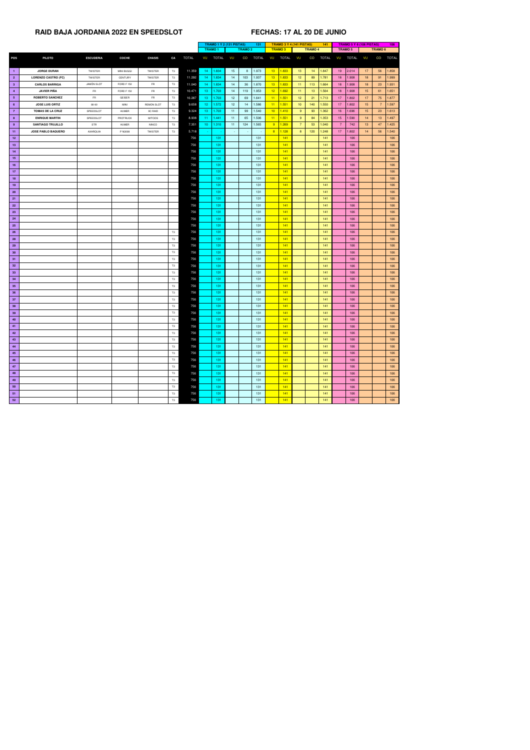# RAID BAJA JORDANIA 2022 EN SPEEDSLOT

## FECHAS: 17 AL 20 DE JUNIO

| | | | | | | | TRAMO 1 Y 2 (131 PISTAS) | | | | 131 | TRAMO 3 Y 4 (141 PISTAS) | | | | 141 | TRAMO 5 Y 6 (106 PISTAS) | | | | 106 |
|---|---|---|---|---|---|---|---|---|---|---|---|---|---|---|---|---|---|---|---|---|---|
| | | | | | | | TRAMO 1 | | TRAMO 2 | | | TRAMO 3 | | TRAMO 4 | | | TRAMO 5 | | TRAMO 6 | | |
| POS | PILOTO | ESCUDERIA | COCHE | CHASIS | CA | TOTAL | VU | TOTAL | VU | CO | TOTAL | VU | TOTAL | VU | CO | TOTAL | VU | TOTAL | VU | CO | TOTAL |
| 1 | JORGE DURAN | TWISTER | MINI BUGGI | TWISTER | T3 | 11.359 | 14 | 1.834 | 15 | 8 | 1.973 | 13 | 1.833 | 13 | 14 | 1.847 | 19 | 2.014 | 17 | 56 | 1.858 |
| 2 | LORENZO CASTRO (FC) | TWISTER | CENTURY | TWISTER | T3 | 11.292 | 14 | 1.834 | 14 | 103 | 1.937 | 13 | 1.833 | 12 | 89 | 1.781 | 18 | 1.908 | 18 | 91 | 1.999 |
| 3 | CARLOS BARRIGA | JAMÓN SLOT | FORD F 150 | FR | T3 | 11.040 | 14 | 1.834 | 14 | 36 | 1.870 | 13 | 1.833 | 11 | 113 | 1.664 | 18 | 1.908 | 18 | 23 | 1.931 |
| 4 | JAVIER PIÑA | FR | FORD F 150 | FR | T3 | 10.471 | 13 | 1.703 | 14 | 119 | 1.953 | 12 | 1.692 | 11 | 13 | 1.564 | 18 | 1.908 | 15 | 61 | 1.651 |
| 5 | ROBERTO SANCHEZ | FR | GEIBER | FR | T3 | 10.287 | 13 | 1.703 | 12 | 69 | 1.641 | 11 | 1.551 | 12 | 21 | 1.713 | 17 | 1.802 | 17 | 75 | 1.877 |
| 6 | JOSE LUIS ORTIZ | 88-90 | MINI | REMON SLOT | T3 | 9.658 | 12 | 1.572 | 12 | 14 | 1.586 | 11 | 1.551 | 10 | 140 | 1.550 | 17 | 1.802 | 15 | 7 | 1.597 |
| 7 | TOMAS DE LA CRUZ | SPEEDSLOT | HUMER | XC RAID | T3 | 9.324 | 13 | 1.703 | 11 | 99 | 1.540 | 10 | 1.410 | 9 | 93 | 1.362 | 16 | 1.696 | 15 | 23 | 1.613 |
| 8 | ENRIQUE MARTIN | SPEEDSLOT | PROTRUCK | MITOOS | T3 | 8.938 | 11 | 1.441 | 11 | 65 | 1.506 | 11 | 1.551 | 9 | 84 | 1.353 | 15 | 1.590 | 14 | 13 | 1.497 |
| 9 | SANTIAGO TRUJILLO | STR | HUMER | NINCO | T3 | 7.351 | 10 | 1.310 | 11 | 124 | 1.565 | 9 | 1.269 | 7 | 53 | 1.040 | 7 | 742 | 13 | 47 | 1.425 |
| 11 | JOSE PABLO BAQUERO | AXARQUIA | P N3008 | TWISTER | T3 | 5.718 | - | - | - | - | - | 8 | 1.128 | 8 | 120 | 1.248 | 17 | 1.802 | 14 | 56 | 1.540 |
| 12 | | | | | | 756 | | 131 | | | 131 | | 141 | | | 141 | | 106 | | | 106 |
| 13 | | | | | | 756 | | 131 | | | 131 | | 141 | | | 141 | | 106 | | | 106 |
| 14 | | | | | | 756 | | 131 | | | 131 | | 141 | | | 141 | | 106 | | | 106 |
| 15 | | | | | | 756 | | 131 | | | 131 | | 141 | | | 141 | | 106 | | | 106 |
| 16 | | | | | | 756 | | 131 | | | 131 | | 141 | | | 141 | | 106 | | | 106 |
| 17 | | | | | | 756 | | 131 | | | 131 | | 141 | | | 141 | | 106 | | | 106 |
| 18 | | | | | | 756 | | 131 | | | 131 | | 141 | | | 141 | | 106 | | | 106 |
| 19 | | | | | | 756 | | 131 | | | 131 | | 141 | | | 141 | | 106 | | | 106 |
| 20 | | | | | | 756 | | 131 | | | 131 | | 141 | | | 141 | | 106 | | | 106 |
| 21 | | | | | | 756 | | 131 | | | 131 | | 141 | | | 141 | | 106 | | | 106 |
| 22 | | | | | | 756 | | 131 | | | 131 | | 141 | | | 141 | | 106 | | | 106 |
| 23 | | | | | | 756 | | 131 | | | 131 | | 141 | | | 141 | | 106 | | | 106 |
| 24 | | | | | | 756 | | 131 | | | 131 | | 141 | | | 141 | | 106 | | | 106 |
| 25 | | | | | | 756 | | 131 | | | 131 | | 141 | | | 141 | | 106 | | | 106 |
| 26 | | | | | T3 | 756 | | 131 | | | 131 | | 141 | | | 141 | | 106 | | | 106 |
| 28 | | | | | T3 | 756 | | 131 | | | 131 | | 141 | | | 141 | | 106 | | | 106 |
| 29 | | | | | T3 | 756 | | 131 | | | 131 | | 141 | | | 141 | | 106 | | | 106 |
| 30 | | | | | T3 | 756 | | 131 | | | 131 | | 141 | | | 141 | | 106 | | | 106 |
| 31 | | | | | T3 | 756 | | 131 | | | 131 | | 141 | | | 141 | | 106 | | | 106 |
| 32 | | | | | T3 | 756 | | 131 | | | 131 | | 141 | | | 141 | | 106 | | | 106 |
| 33 | | | | | T3 | 756 | | 131 | | | 131 | | 141 | | | 141 | | 106 | | | 106 |
| 34 | | | | | T3 | 756 | | 131 | | | 131 | | 141 | | | 141 | | 106 | | | 106 |
| 35 | | | | | T3 | 756 | | 131 | | | 131 | | 141 | | | 141 | | 106 | | | 106 |
| 36 | | | | | T3 | 756 | | 131 | | | 131 | | 141 | | | 141 | | 106 | | | 106 |
| 37 | | | | | T3 | 756 | | 131 | | | 131 | | 141 | | | 141 | | 106 | | | 106 |
| 38 | | | | | T3 | 756 | | 131 | | | 131 | | 141 | | | 141 | | 106 | | | 106 |
| 39 | | | | | T3 | 756 | | 131 | | | 131 | | 141 | | | 141 | | 106 | | | 106 |
| 40 | | | | | T3 | 756 | | 131 | | | 131 | | 141 | | | 141 | | 106 | | | 106 |
| 41 | | | | | T3 | 756 | | 131 | | | 131 | | 141 | | | 141 | | 106 | | | 106 |
| 42 | | | | | T3 | 756 | | 131 | | | 131 | | 141 | | | 141 | | 106 | | | 106 |
| 43 | | | | | T3 | 756 | | 131 | | | 131 | | 141 | | | 141 | | 106 | | | 106 |
| 44 | | | | | T3 | 756 | | 131 | | | 131 | | 141 | | | 141 | | 106 | | | 106 |
| 45 | | | | | T3 | 756 | | 131 | | | 131 | | 141 | | | 141 | | 106 | | | 106 |
| 46 | | | | | T3 | 756 | | 131 | | | 131 | | 141 | | | 141 | | 106 | | | 106 |
| 47 | | | | | T3 | 756 | | 131 | | | 131 | | 141 | | | 141 | | 106 | | | 106 |
| 48 | | | | | T3 | 756 | | 131 | | | 131 | | 141 | | | 141 | | 106 | | | 106 |
| 49 | | | | | T3 | 756 | | 131 | | | 131 | | 141 | | | 141 | | 106 | | | 106 |
| 50 | | | | | T3 | 756 | | 131 | | | 131 | | 141 | | | 141 | | 106 | | | 106 |
| 51 | | | | | T3 | 756 | | 131 | | | 131 | | 141 | | | 141 | | 106 | | | 106 |
| 52 | | | | | T3 | 756 | | 131 | | | 131 | | 141 | | | 141 | | 106 | | | 106 |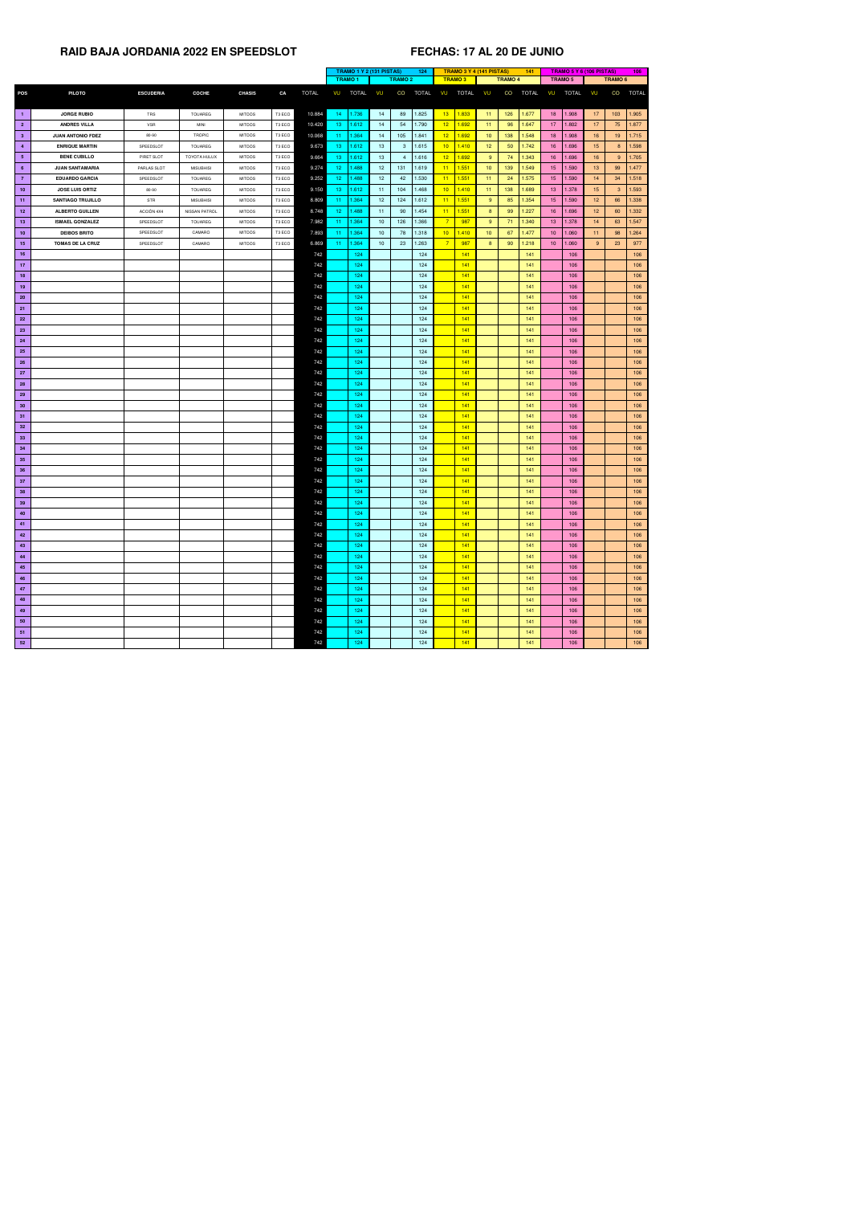**RAID BAJA JORDANIA 2022 EN SPEEDSLOT** **FECHAS: 17 AL 20 DE JUNIO**

| | | | | | | | TRAMO 1 Y 2 (131 PISTAS) | | | | | 124 | TRAMO 3 Y 4 (141 PISTAS) | | | | | 141 | TRAMO 5 Y 6 (106 PISTAS) | | | | | 106 |
|---|---|---|---|---|---|---|---|---|---|---|---|---|---|---|---|---|---|---|---|---|---|---|---|---|
| | | | | | | | TRAMO 1 | | TRAMO 2 | | | | TRAMO 3 | | TRAMO 4 | | | | TRAMO 5 | | TRAMO 6 | | | |
| POS | PILOTO | ESCUDERIA | COCHE | CHASIS | CA | TOTAL | VU | TOTAL | VU | CO | TOTAL | | VU | TOTAL | VU | CO | TOTAL | | VU | TOTAL | VU | CO | TOTAL | |
| 1 | JORGE RUBIO | TRS | TOUAREG | MITOOS | T3 ECO | 10.884 | 14 | 1.736 | 14 | 89 | 1.825 | | 13 | 1.833 | 11 | 126 | 1.677 | | 18 | 1.908 | 17 | 103 | 1.905 | |
| 2 | ANDRES VILLA | VSR | MINI | MITOOS | T3 ECO | 10.420 | 13 | 1.612 | 14 | 54 | 1.790 | | 12 | 1.692 | 11 | 96 | 1.647 | | 17 | 1.802 | 17 | 75 | 1.877 | |
| 3 | JUAN ANTONIO FDEZ | 88-90 | TROPIC | MITOOS | T3 ECO | 10.068 | 11 | 1.364 | 14 | 105 | 1.841 | | 12 | 1.692 | 10 | 138 | 1.548 | | 18 | 1.908 | 16 | 19 | 1.715 | |
| 4 | ENRIQUE MARTIN | SPEEDSLOT | TOUAREG | MITOOS | T3 ECO | 9.673 | 13 | 1.612 | 13 | 3 | 1.615 | | 10 | 1.410 | 12 | 50 | 1.742 | | 16 | 1.696 | 15 | 8 | 1.598 | |
| 5 | BENE CUBILLO | PIRET SLOT | TOYOTA HULUX | MITOOS | T3 ECO | 9.664 | 13 | 1.612 | 13 | 4 | 1.616 | | 12 | 1.692 | 9 | 74 | 1.343 | | 16 | 1.696 | 16 | 9 | 1.705 | |
| 6 | JUAN SANTAMARIA | PARLAS SLOT | MISUBHISI | MITOOS | T3 ECO | 9.274 | 12 | 1.488 | 12 | 131 | 1.619 | | 11 | 1.551 | 10 | 139 | 1.549 | | 15 | 1.590 | 13 | 99 | 1.477 | |
| 7 | EDUARDO GARCIA | SPEEDSLOT | TOUAREG | MITOOS | T3 ECO | 9.252 | 12 | 1.488 | 12 | 42 | 1.530 | | 11 | 1.551 | 11 | 24 | 1.575 | | 15 | 1.590 | 14 | 34 | 1.518 | |
| 10 | JOSE LUIS ORTIZ | 88-90 | TOUAREG | MITOOS | T3 ECO | 9.150 | 13 | 1.612 | 11 | 104 | 1.468 | | 10 | 1.410 | 11 | 138 | 1.689 | | 13 | 1.378 | 15 | 3 | 1.593 | |
| 11 | SANTIAGO TRUJILLO | STR | MISUBHISI | MITOOS | T3 ECO | 8.809 | 11 | 1.364 | 12 | 124 | 1.612 | | 11 | 1.551 | 9 | 85 | 1.354 | | 15 | 1.590 | 12 | 66 | 1.338 | |
| 12 | ALBERTO GUILLEN | ACCIÓN 4X4 | NISSAN PATROL | MITOOS | T3 ECO | 8.748 | 12 | 1.488 | 11 | 90 | 1.454 | | 11 | 1.551 | 8 | 99 | 1.227 | | 16 | 1.696 | 12 | 60 | 1.332 | |
| 13 | ISMAEL GONZALEZ | SPEEDSLOT | TOUAREG | MITOOS | T3 ECO | 7.982 | 11 | 1.364 | 10 | 126 | 1.366 | | 7 | 987 | 9 | 71 | 1.340 | | 13 | 1.378 | 14 | 63 | 1.547 | |
| 10 | DEIBOS BRITO | SPEEDSLOT | CAMARO | MITOOS | T3 ECO | 7.893 | 11 | 1.364 | 10 | 78 | 1.318 | | 10 | 1.410 | 10 | 67 | 1.477 | | 10 | 1.060 | 11 | 98 | 1.264 | |
| 15 | TOMAS DE LA CRUZ | SPEEDSLOT | CAMARO | MITOOS | T3 ECO | 6.869 | 11 | 1.364 | 10 | 23 | 1.263 | | 7 | 987 | 8 | 90 | 1.218 | | 10 | 1.060 | 9 | 23 | 977 | |
| 16 | | | | | | 742 | | 124 | | | 124 | | | 141 | | | 141 | | | 106 | | | 106 | |
| 17 | | | | | | 742 | | 124 | | | 124 | | | 141 | | | 141 | | | 106 | | | 106 | |
| 18 | | | | | | 742 | | 124 | | | 124 | | | 141 | | | 141 | | | 106 | | | 106 | |
| 19 | | | | | | 742 | | 124 | | | 124 | | | 141 | | | 141 | | | 106 | | | 106 | |
| 20 | | | | | | 742 | | 124 | | | 124 | | | 141 | | | 141 | | | 106 | | | 106 | |
| 21 | | | | | | 742 | | 124 | | | 124 | | | 141 | | | 141 | | | 106 | | | 106 | |
| 22 | | | | | | 742 | | 124 | | | 124 | | | 141 | | | 141 | | | 106 | | | 106 | |
| 23 | | | | | | 742 | | 124 | | | 124 | | | 141 | | | 141 | | | 106 | | | 106 | |
| 24 | | | | | | 742 | | 124 | | | 124 | | | 141 | | | 141 | | | 106 | | | 106 | |
| 25 | | | | | | 742 | | 124 | | | 124 | | | 141 | | | 141 | | | 106 | | | 106 | |
| 26 | | | | | | 742 | | 124 | | | 124 | | | 141 | | | 141 | | | 106 | | | 106 | |
| 27 | | | | | | 742 | | 124 | | | 124 | | | 141 | | | 141 | | | 106 | | | 106 | |
| 28 | | | | | | 742 | | 124 | | | 124 | | | 141 | | | 141 | | | 106 | | | 106 | |
| 29 | | | | | | 742 | | 124 | | | 124 | | | 141 | | | 141 | | | 106 | | | 106 | |
| 30 | | | | | | 742 | | 124 | | | 124 | | | 141 | | | 141 | | | 106 | | | 106 | |
| 31 | | | | | | 742 | | 124 | | | 124 | | | 141 | | | 141 | | | 106 | | | 106 | |
| 32 | | | | | | 742 | | 124 | | | 124 | | | 141 | | | 141 | | | 106 | | | 106 | |
| 33 | | | | | | 742 | | 124 | | | 124 | | | 141 | | | 141 | | | 106 | | | 106 | |
| 34 | | | | | | 742 | | 124 | | | 124 | | | 141 | | | 141 | | | 106 | | | 106 | |
| 35 | | | | | | 742 | | 124 | | | 124 | | | 141 | | | 141 | | | 106 | | | 106 | |
| 36 | | | | | | 742 | | 124 | | | 124 | | | 141 | | | 141 | | | 106 | | | 106 | |
| 37 | | | | | | 742 | | 124 | | | 124 | | | 141 | | | 141 | | | 106 | | | 106 | |
| 38 | | | | | | 742 | | 124 | | | 124 | | | 141 | | | 141 | | | 106 | | | 106 | |
| 39 | | | | | | 742 | | 124 | | | 124 | | | 141 | | | 141 | | | 106 | | | 106 | |
| 40 | | | | | | 742 | | 124 | | | 124 | | | 141 | | | 141 | | | 106 | | | 106 | |
| 41 | | | | | | 742 | | 124 | | | 124 | | | 141 | | | 141 | | | 106 | | | 106 | |
| 42 | | | | | | 742 | | 124 | | | 124 | | | 141 | | | 141 | | | 106 | | | 106 | |
| 43 | | | | | | 742 | | 124 | | | 124 | | | 141 | | | 141 | | | 106 | | | 106 | |
| 44 | | | | | | 742 | | 124 | | | 124 | | | 141 | | | 141 | | | 106 | | | 106 | |
| 45 | | | | | | 742 | | 124 | | | 124 | | | 141 | | | 141 | | | 106 | | | 106 | |
| 46 | | | | | | 742 | | 124 | | | 124 | | | 141 | | | 141 | | | 106 | | | 106 | |
| 47 | | | | | | 742 | | 124 | | | 124 | | | 141 | | | 141 | | | 106 | | | 106 | |
| 48 | | | | | | 742 | | 124 | | | 124 | | | 141 | | | 141 | | | 106 | | | 106 | |
| 49 | | | | | | 742 | | 124 | | | 124 | | | 141 | | | 141 | | | 106 | | | 106 | |
| 50 | | | | | | 742 | | 124 | | | 124 | | | 141 | | | 141 | | | 106 | | | 106 | |
| 51 | | | | | | 742 | | 124 | | | 124 | | | 141 | | | 141 | | | 106 | | | 106 | |
| 52 | | | | | | 742 | | 124 | | | 124 | | | 141 | | | 141 | | | 106 | | | 106 | |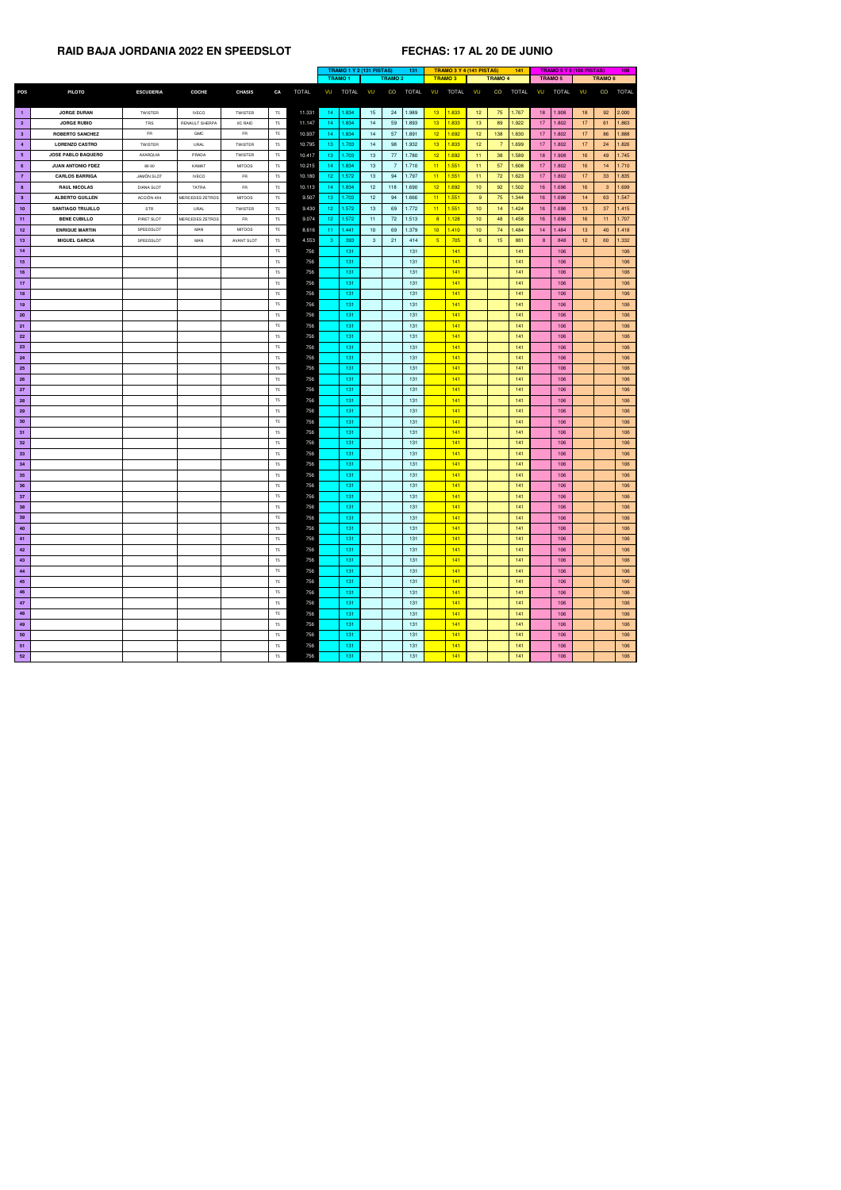## RAID BAJA JORDANIA 2022 EN SPEEDSLOT

## FECHAS: 17 AL 20 DE JUNIO

| | | | | | | | TRAMO 1 Y 2 (131 PISTAS) | | | | 131 | TRAMO 3 Y 4 (141 PISTAS) | | | | 141 | TRAMO 5 Y 6 (106 PISTAS) | | | | 106 |
|---|---|---|---|---|---|---|---|---|---|---|---|---|---|---|---|---|---|---|---|---|---|
| | | | | | | | TRAMO 1 | | TRAMO 2 | | | TRAMO 3 | | TRAMO 4 | | | TRAMO 5 | | TRAMO 6 | | |
| POS | PILOTO | ESCUDERIA | COCHE | CHASIS | CA | TOTAL | VU | TOTAL | VU | CO | TOTAL | VU | TOTAL | VU | CO | TOTAL | VU | TOTAL | VU | CO | TOTAL |
| 1 | JORGE DURAN | TWISTER | IVECO | TWISTER | TS | 11.331 | 14 | 1.834 | 15 | 24 | 1.989 | 13 | 1.833 | 12 | 75 | 1.767 | 18 | 1.908 | 18 | 92 | 2.000 |
| 2 | JORGE RUBIO | TRS | RENAULT SHERPA | KC RAID | TS | 11.147 | 14 | 1.834 | 14 | 59 | 1.893 | 13 | 1.833 | 13 | 89 | 1.922 | 17 | 1.802 | 17 | 61 | 1.863 |
| 3 | ROBERTO SANCHEZ | FR | GMC | FR | TS | 10.937 | 14 | 1.834 | 14 | 57 | 1.891 | 12 | 1.692 | 12 | 138 | 1.830 | 17 | 1.802 | 17 | 86 | 1.888 |
| 4 | LORENZO CASTRO | TWISTER | URAL | TWISTER | TS | 10.795 | 13 | 1.703 | 14 | 98 | 1.932 | 13 | 1.833 | 12 | 7 | 1.699 | 17 | 1.802 | 17 | 24 | 1.826 |
| 5 | JOSE PABLO BAQUERO | AXARQUIA | PRADA | TWISTER | TS | 10.417 | 13 | 1.703 | 13 | 77 | 1.780 | 12 | 1.692 | 11 | 38 | 1.589 | 18 | 1.908 | 16 | 49 | 1.745 |
| 6 | JUAN ANTONIO FDEZ | 88-90 | KAMAT | MITOOS | TS | 10.215 | 14 | 1.834 | 13 | 7 | 1.710 | 11 | 1.551 | 11 | 57 | 1.608 | 17 | 1.802 | 16 | 14 | 1.710 |
| 7 | CARLOS BARRIGA | JAMÓN SLOT | IVECO | FR | TS | 10.180 | 12 | 1.572 | 13 | 94 | 1.797 | 11 | 1.551 | 11 | 72 | 1.623 | 17 | 1.802 | 17 | 33 | 1.835 |
| 8 | RAUL NICOLAS | DIANA SLOT | TATRA | FR | TS | 10.113 | 14 | 1.834 | 12 | 118 | 1.690 | 12 | 1.692 | 10 | 92 | 1.502 | 16 | 1.696 | 16 | 3 | 1.699 |
| 9 | ALBERTO GUILLEN | ACCIÓN 4X4 | MERCEDES ZETROS | MITOOS | TS | 9.507 | 13 | 1.703 | 12 | 94 | 1.666 | 11 | 1.551 | 9 | 75 | 1.344 | 16 | 1.696 | 14 | 63 | 1.547 |
| 10 | SANTIAGO TRUJILLO | STR | URAL | TWISTER | TS | 9.430 | 12 | 1.572 | 13 | 69 | 1.772 | 11 | 1.551 | 10 | 14 | 1.424 | 16 | 1.696 | 13 | 37 | 1.415 |
| 11 | BENE CUBILLO | PIRET SLOT | MERCEDES ZETROS | FR | TS | 9.074 | 12 | 1.572 | 11 | 72 | 1.513 | 8 | 1.128 | 10 | 48 | 1.458 | 16 | 1.696 | 16 | 11 | 1.707 |
| 12 | ENRIQUE MARTIN | SPEEDSLOT | MAN | MITOOS | TS | 8.616 | 11 | 1.441 | 10 | 69 | 1.379 | 10 | 1.410 | 10 | 74 | 1.484 | 14 | 1.484 | 13 | 40 | 1.418 |
| 13 | MIGUEL GARCIA | SPEEDSLOT | MAN | AVANT SLOT | TS | 4.553 | 3 | 393 | 3 | 21 | 414 | 5 | 705 | 6 | 15 | 861 | 8 | 848 | 12 | 60 | 1.332 |
| 14 | | | | | TS | 756 | | 131 | | | 131 | | 141 | | | 141 | | 106 | | | 106 |
| 15 | | | | | TS | 756 | | 131 | | | 131 | | 141 | | | 141 | | 106 | | | 106 |
| 16 | | | | | TS | 756 | | 131 | | | 131 | | 141 | | | 141 | | 106 | | | 106 |
| 17 | | | | | TS | 756 | | 131 | | | 131 | | 141 | | | 141 | | 106 | | | 106 |
| 18 | | | | | TS | 756 | | 131 | | | 131 | | 141 | | | 141 | | 106 | | | 106 |
| 19 | | | | | TS | 756 | | 131 | | | 131 | | 141 | | | 141 | | 106 | | | 106 |
| 20 | | | | | TS | 756 | | 131 | | | 131 | | 141 | | | 141 | | 106 | | | 106 |
| 21 | | | | | TS | 756 | | 131 | | | 131 | | 141 | | | 141 | | 106 | | | 106 |
| 22 | | | | | TS | 756 | | 131 | | | 131 | | 141 | | | 141 | | 106 | | | 106 |
| 23 | | | | | TS | 756 | | 131 | | | 131 | | 141 | | | 141 | | 106 | | | 106 |
| 24 | | | | | TS | 756 | | 131 | | | 131 | | 141 | | | 141 | | 106 | | | 106 |
| 25 | | | | | TS | 756 | | 131 | | | 131 | | 141 | | | 141 | | 106 | | | 106 |
| 26 | | | | | TS | 756 | | 131 | | | 131 | | 141 | | | 141 | | 106 | | | 106 |
| 27 | | | | | TS | 756 | | 131 | | | 131 | | 141 | | | 141 | | 106 | | | 106 |
| 28 | | | | | TS | 756 | | 131 | | | 131 | | 141 | | | 141 | | 106 | | | 106 |
| 29 | | | | | TS | 756 | | 131 | | | 131 | | 141 | | | 141 | | 106 | | | 106 |
| 30 | | | | | TS | 756 | | 131 | | | 131 | | 141 | | | 141 | | 106 | | | 106 |
| 31 | | | | | TS | 756 | | 131 | | | 131 | | 141 | | | 141 | | 106 | | | 106 |
| 32 | | | | | TS | 756 | | 131 | | | 131 | | 141 | | | 141 | | 106 | | | 106 |
| 33 | | | | | TS | 756 | | 131 | | | 131 | | 141 | | | 141 | | 106 | | | 106 |
| 34 | | | | | TS | 756 | | 131 | | | 131 | | 141 | | | 141 | | 106 | | | 106 |
| 35 | | | | | TS | 756 | | 131 | | | 131 | | 141 | | | 141 | | 106 | | | 106 |
| 36 | | | | | TS | 756 | | 131 | | | 131 | | 141 | | | 141 | | 106 | | | 106 |
| 37 | | | | | TS | 756 | | 131 | | | 131 | | 141 | | | 141 | | 106 | | | 106 |
| 38 | | | | | TS | 756 | | 131 | | | 131 | | 141 | | | 141 | | 106 | | | 106 |
| 39 | | | | | TS | 756 | | 131 | | | 131 | | 141 | | | 141 | | 106 | | | 106 |
| 40 | | | | | TS | 756 | | 131 | | | 131 | | 141 | | | 141 | | 106 | | | 106 |
| 41 | | | | | TS | 756 | | 131 | | | 131 | | 141 | | | 141 | | 106 | | | 106 |
| 42 | | | | | TS | 756 | | 131 | | | 131 | | 141 | | | 141 | | 106 | | | 106 |
| 43 | | | | | TS | 756 | | 131 | | | 131 | | 141 | | | 141 | | 106 | | | 106 |
| 44 | | | | | TS | 756 | | 131 | | | 131 | | 141 | | | 141 | | 106 | | | 106 |
| 45 | | | | | TS | 756 | | 131 | | | 131 | | 141 | | | 141 | | 106 | | | 106 |
| 46 | | | | | TS | 756 | | 131 | | | 131 | | 141 | | | 141 | | 106 | | | 106 |
| 47 | | | | | TS | 756 | | 131 | | | 131 | | 141 | | | 141 | | 106 | | | 106 |
| 48 | | | | | TS | 756 | | 131 | | | 131 | | 141 | | | 141 | | 106 | | | 106 |
| 49 | | | | | TS | 756 | | 131 | | | 131 | | 141 | | | 141 | | 106 | | | 106 |
| 50 | | | | | TS | 756 | | 131 | | | 131 | | 141 | | | 141 | | 106 | | | 106 |
| 51 | | | | | TS | 756 | | 131 | | | 131 | | 141 | | | 141 | | 106 | | | 106 |
| 52 | | | | | TS | 756 | | 131 | | | 131 | | 141 | | | 141 | | 106 | | | 106 |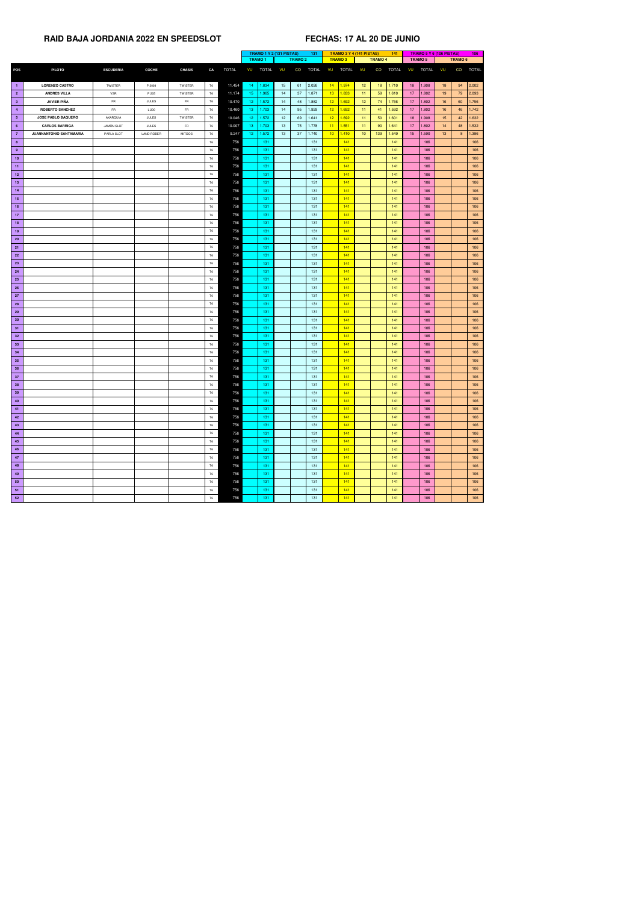# RAID BAJA JORDANIA 2022 EN SPEEDSLOT

## FECHAS: 17 AL 20 DE JUNIO

| | | | | | | | TRAMO 1 Y 2 (131 PISTAS) | | | | 131 | TRAMO 3 Y 4 (141 PISTAS) | | | | 141 | TRAMO 5 Y 6 (106 PISTAS) | | | | 106 |
|---|---|---|---|---|---|---|---|---|---|---|---|---|---|---|---|---|---|---|---|---|---|
| | | | | | | | TRAMO 1 | | TRAMO 2 | | | TRAMO 3 | | TRAMO 4 | | | TRAMO 5 | | TRAMO 6 | | |
| POS | PILOTO | ESCUDERIA | COCHE | CHASIS | CA | TOTAL | VU | TOTAL | VU | CO | TOTAL | VU | TOTAL | VU | CO | TOTAL | VU | TOTAL | VU | CO | TOTAL |
| 1 | LORENZO CASTRO | TWISTER | P 3008 | TWISTER | T6 | 11.454 | 14 | 1.834 | 15 | 61 | 2.026 | 14 | 1.974 | 12 | 18 | 1.710 | 18 | 1.908 | 18 | 94 | 2.002 |
| 2 | ANDRES VILLA | VSR | P 205 | TWISTER | T6 | 11.174 | 15 | 1.965 | 14 | 37 | 1.871 | 13 | 1.833 | 11 | 59 | 1.610 | 17 | 1.802 | 19 | 79 | 2.093 |
| 3 | JAVIER PIÑA | FR | JULES | FR | T6 | 10.470 | 12 | 1.572 | 14 | 48 | 1.882 | 12 | 1.692 | 12 | 74 | 1.766 | 17 | 1.802 | 16 | 60 | 1.756 |
| 4 | ROBERTO SANCHEZ | FR | L 200 | FR | T6 | 10.460 | 13 | 1.703 | 14 | 95 | 1.929 | 12 | 1.692 | 11 | 41 | 1.592 | 17 | 1.802 | 16 | 46 | 1.742 |
| 5 | JOSE PABLO BAQUERO | AXARQUIA | JULES | TWISTER | T6 | 10.046 | 12 | 1.572 | 12 | 69 | 1.641 | 12 | 1.692 | 11 | 50 | 1.601 | 18 | 1.908 | 15 | 42 | 1.632 |
| 6 | CARLOS BARRIGA | JAMÓN SLOT | JULES | FR | T6 | 10.007 | 13 | 1.703 | 13 | 75 | 1.778 | 11 | 1.551 | 11 | 90 | 1.641 | 17 | 1.802 | 14 | 48 | 1.532 |
| 7 | JUANNANTONIO SANTAMARIA | PARLA SLOT | LAND ROBER | MITOOS | T6 | 9.247 | 12 | 1.572 | 13 | 37 | 1.740 | 10 | 1.410 | 10 | 139 | 1.549 | 15 | 1.590 | 13 | 8 | 1.386 |
| 8 | | | | | T6 | 756 | | 131 | | | 131 | | 141 | | | 141 | | 106 | | | 106 |
| 9 | | | | | T6 | 756 | | 131 | | | 131 | | 141 | | | 141 | | 106 | | | 106 |
| 10 | | | | | T6 | 756 | | 131 | | | 131 | | 141 | | | 141 | | 106 | | | 106 |
| 11 | | | | | T6 | 756 | | 131 | | | 131 | | 141 | | | 141 | | 106 | | | 106 |
| 12 | | | | | T6 | 756 | | 131 | | | 131 | | 141 | | | 141 | | 106 | | | 106 |
| 13 | | | | | T6 | 756 | | 131 | | | 131 | | 141 | | | 141 | | 106 | | | 106 |
| 14 | | | | | T6 | 756 | | 131 | | | 131 | | 141 | | | 141 | | 106 | | | 106 |
| 15 | | | | | T6 | 756 | | 131 | | | 131 | | 141 | | | 141 | | 106 | | | 106 |
| 16 | | | | | T6 | 756 | | 131 | | | 131 | | 141 | | | 141 | | 106 | | | 106 |
| 17 | | | | | T6 | 756 | | 131 | | | 131 | | 141 | | | 141 | | 106 | | | 106 |
| 18 | | | | | T6 | 756 | | 131 | | | 131 | | 141 | | | 141 | | 106 | | | 106 |
| 19 | | | | | T6 | 756 | | 131 | | | 131 | | 141 | | | 141 | | 106 | | | 106 |
| 20 | | | | | T6 | 756 | | 131 | | | 131 | | 141 | | | 141 | | 106 | | | 106 |
| 21 | | | | | T6 | 756 | | 131 | | | 131 | | 141 | | | 141 | | 106 | | | 106 |
| 22 | | | | | T6 | 756 | | 131 | | | 131 | | 141 | | | 141 | | 106 | | | 106 |
| 23 | | | | | T6 | 756 | | 131 | | | 131 | | 141 | | | 141 | | 106 | | | 106 |
| 24 | | | | | T6 | 756 | | 131 | | | 131 | | 141 | | | 141 | | 106 | | | 106 |
| 25 | | | | | T6 | 756 | | 131 | | | 131 | | 141 | | | 141 | | 106 | | | 106 |
| 26 | | | | | T6 | 756 | | 131 | | | 131 | | 141 | | | 141 | | 106 | | | 106 |
| 27 | | | | | T6 | 756 | | 131 | | | 131 | | 141 | | | 141 | | 106 | | | 106 |
| 28 | | | | | T6 | 756 | | 131 | | | 131 | | 141 | | | 141 | | 106 | | | 106 |
| 29 | | | | | T6 | 756 | | 131 | | | 131 | | 141 | | | 141 | | 106 | | | 106 |
| 30 | | | | | T6 | 756 | | 131 | | | 131 | | 141 | | | 141 | | 106 | | | 106 |
| 31 | | | | | T6 | 756 | | 131 | | | 131 | | 141 | | | 141 | | 106 | | | 106 |
| 32 | | | | | T6 | 756 | | 131 | | | 131 | | 141 | | | 141 | | 106 | | | 106 |
| 33 | | | | | T6 | 756 | | 131 | | | 131 | | 141 | | | 141 | | 106 | | | 106 |
| 34 | | | | | T6 | 756 | | 131 | | | 131 | | 141 | | | 141 | | 106 | | | 106 |
| 35 | | | | | T6 | 756 | | 131 | | | 131 | | 141 | | | 141 | | 106 | | | 106 |
| 36 | | | | | T6 | 756 | | 131 | | | 131 | | 141 | | | 141 | | 106 | | | 106 |
| 37 | | | | | T6 | 756 | | 131 | | | 131 | | 141 | | | 141 | | 106 | | | 106 |
| 38 | | | | | T6 | 756 | | 131 | | | 131 | | 141 | | | 141 | | 106 | | | 106 |
| 39 | | | | | T6 | 756 | | 131 | | | 131 | | 141 | | | 141 | | 106 | | | 106 |
| 40 | | | | | T6 | 756 | | 131 | | | 131 | | 141 | | | 141 | | 106 | | | 106 |
| 41 | | | | | T6 | 756 | | 131 | | | 131 | | 141 | | | 141 | | 106 | | | 106 |
| 42 | | | | | T6 | 756 | | 131 | | | 131 | | 141 | | | 141 | | 106 | | | 106 |
| 43 | | | | | T6 | 756 | | 131 | | | 131 | | 141 | | | 141 | | 106 | | | 106 |
| 44 | | | | | T6 | 756 | | 131 | | | 131 | | 141 | | | 141 | | 106 | | | 106 |
| 45 | | | | | T6 | 756 | | 131 | | | 131 | | 141 | | | 141 | | 106 | | | 106 |
| 46 | | | | | T6 | 756 | | 131 | | | 131 | | 141 | | | 141 | | 106 | | | 106 |
| 47 | | | | | T6 | 756 | | 131 | | | 131 | | 141 | | | 141 | | 106 | | | 106 |
| 48 | | | | | T6 | 756 | | 131 | | | 131 | | 141 | | | 141 | | 106 | | | 106 |
| 49 | | | | | T6 | 756 | | 131 | | | 131 | | 141 | | | 141 | | 106 | | | 106 |
| 50 | | | | | T6 | 756 | | 131 | | | 131 | | 141 | | | 141 | | 106 | | | 106 |
| 51 | | | | | T6 | 756 | | 131 | | | 131 | | 141 | | | 141 | | 106 | | | 106 |
| 52 | | | | | T6 | 756 | | 131 | | | 131 | | 141 | | | 141 | | 106 | | | 106 |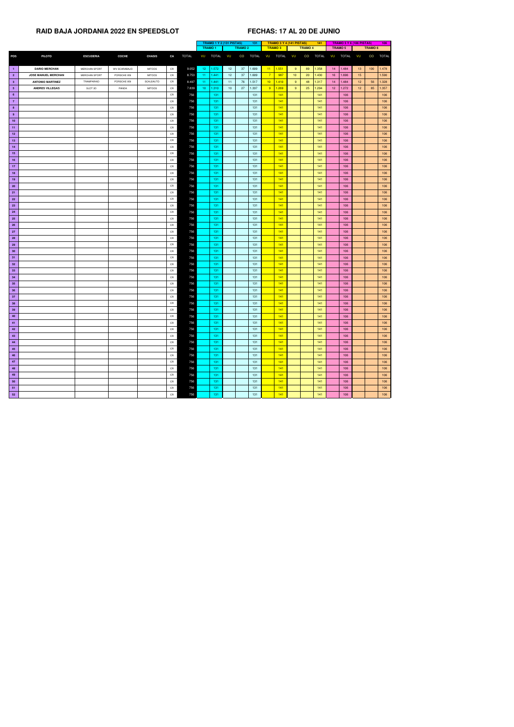# RAID BAJA JORDANIA 2022 EN SPEEDSLOT

**FECHAS: 17 AL 20 DE JUNIO**

| | | | | | | | TRAMO 1 Y 2 (131 PISTAS) | | | | 131 | TRAMO 3 Y 4 (141 PISTAS) | | | | 141 | TRAMO 5 Y 6 (106 PISTAS) | | | | 106 |
|---|---|---|---|---|---|---|---|---|---|---|---|---|---|---|---|---|---|---|---|---|---|
| | | | | | | | TRAMO 1 | | TRAMO 2 | | | TRAMO 3 | | TRAMO 4 | | | TRAMO 5 | | TRAMO 6 | | |
| POS | PILOTO | ESCUDERIA | COCHE | CHASIS | CA | TOTAL | VU | TOTAL | VU | CO | TOTAL | VU | TOTAL | VU | CO | TOTAL | VU | TOTAL | VU | CO | TOTAL |
| 1 | DARIO MERCHAN | MERCHAN SPORT | VW SCARABAJO | MITOOS | CR | 9.052 | 12 | 1.572 | 12 | 37 | 1.609 | 11 | 1.551 | 9 | 89 | 1.358 | 14 | 1.484 | 13 | 100 | 1.478 |
| 2 | JOSE MANUEL MERCHAN | MERCHAN SPORT | PORSCHE 959 | MITOOS | CR | 8.753 | 11 | 1.441 | 12 | 37 | 1.609 | 7 | 987 | 10 | 20 | 1.430 | 16 | 1.696 | 15 | | 1.590 |
| 3 | ANTONIO MARTINEZ | TRAMPARAID | PORSCHE 959 | SCALEAUTO | CR | 8.497 | 11 | 1.441 | 11 | 76 | 1.517 | 10 | 1.410 | 9 | 48 | 1.317 | 14 | 1.484 | 12 | 56 | 1.328 |
| 5 | ANDRES VILLEGAS | SLOT 3D | PANDA | MITOOS | CR | 7.839 | 10 | 1.310 | 10 | 27 | 1.337 | 9 | 1.269 | 9 | 25 | 1.294 | 12 | 1.272 | 12 | 85 | 1.357 |
| 6 | | | | | CR | 756 | | 131 | | | 131 | | 141 | | | 141 | | 106 | | | 106 |
| 7 | | | | | CR | 756 | | 131 | | | 131 | | 141 | | | 141 | | 106 | | | 106 |
| 8 | | | | | CR | 756 | | 131 | | | 131 | | 141 | | | 141 | | 106 | | | 106 |
| 9 | | | | | CR | 756 | | 131 | | | 131 | | 141 | | | 141 | | 106 | | | 106 |
| 10 | | | | | CR | 756 | | 131 | | | 131 | | 141 | | | 141 | | 106 | | | 106 |
| 11 | | | | | CR | 756 | | 131 | | | 131 | | 141 | | | 141 | | 106 | | | 106 |
| 12 | | | | | CR | 756 | | 131 | | | 131 | | 141 | | | 141 | | 106 | | | 106 |
| 13 | | | | | CR | 756 | | 131 | | | 131 | | 141 | | | 141 | | 106 | | | 106 |
| 14 | | | | | CR | 756 | | 131 | | | 131 | | 141 | | | 141 | | 106 | | | 106 |
| 15 | | | | | CR | 756 | | 131 | | | 131 | | 141 | | | 141 | | 106 | | | 106 |
| 16 | | | | | CR | 756 | | 131 | | | 131 | | 141 | | | 141 | | 106 | | | 106 |
| 17 | | | | | CR | 756 | | 131 | | | 131 | | 141 | | | 141 | | 106 | | | 106 |
| 18 | | | | | CR | 756 | | 131 | | | 131 | | 141 | | | 141 | | 106 | | | 106 |
| 19 | | | | | CR | 756 | | 131 | | | 131 | | 141 | | | 141 | | 106 | | | 106 |
| 20 | | | | | CR | 756 | | 131 | | | 131 | | 141 | | | 141 | | 106 | | | 106 |
| 21 | | | | | CR | 756 | | 131 | | | 131 | | 141 | | | 141 | | 106 | | | 106 |
| 22 | | | | | CR | 756 | | 131 | | | 131 | | 141 | | | 141 | | 106 | | | 106 |
| 23 | | | | | CR | 756 | | 131 | | | 131 | | 141 | | | 141 | | 106 | | | 106 |
| 24 | | | | | CR | 756 | | 131 | | | 131 | | 141 | | | 141 | | 106 | | | 106 |
| 25 | | | | | CR | 756 | | 131 | | | 131 | | 141 | | | 141 | | 106 | | | 106 |
| 26 | | | | | CR | 756 | | 131 | | | 131 | | 141 | | | 141 | | 106 | | | 106 |
| 27 | | | | | CR | 756 | | 131 | | | 131 | | 141 | | | 141 | | 106 | | | 106 |
| 28 | | | | | CR | 756 | | 131 | | | 131 | | 141 | | | 141 | | 106 | | | 106 |
| 29 | | | | | CR | 756 | | 131 | | | 131 | | 141 | | | 141 | | 106 | | | 106 |
| 30 | | | | | CR | 756 | | 131 | | | 131 | | 141 | | | 141 | | 106 | | | 106 |
| 31 | | | | | CR | 756 | | 131 | | | 131 | | 141 | | | 141 | | 106 | | | 106 |
| 32 | | | | | CR | 756 | | 131 | | | 131 | | 141 | | | 141 | | 106 | | | 106 |
| 33 | | | | | CR | 756 | | 131 | | | 131 | | 141 | | | 141 | | 106 | | | 106 |
| 34 | | | | | CR | 756 | | 131 | | | 131 | | 141 | | | 141 | | 106 | | | 106 |
| 35 | | | | | CR | 756 | | 131 | | | 131 | | 141 | | | 141 | | 106 | | | 106 |
| 36 | | | | | CR | 756 | | 131 | | | 131 | | 141 | | | 141 | | 106 | | | 106 |
| 37 | | | | | CR | 756 | | 131 | | | 131 | | 141 | | | 141 | | 106 | | | 106 |
| 38 | | | | | CR | 756 | | 131 | | | 131 | | 141 | | | 141 | | 106 | | | 106 |
| 39 | | | | | CR | 756 | | 131 | | | 131 | | 141 | | | 141 | | 106 | | | 106 |
| 40 | | | | | CR | 756 | | 131 | | | 131 | | 141 | | | 141 | | 106 | | | 106 |
| 41 | | | | | CR | 756 | | 131 | | | 131 | | 141 | | | 141 | | 106 | | | 106 |
| 42 | | | | | CR | 756 | | 131 | | | 131 | | 141 | | | 141 | | 106 | | | 106 |
| 43 | | | | | CR | 756 | | 131 | | | 131 | | 141 | | | 141 | | 106 | | | 106 |
| 44 | | | | | CR | 756 | | 131 | | | 131 | | 141 | | | 141 | | 106 | | | 106 |
| 45 | | | | | CR | 756 | | 131 | | | 131 | | 141 | | | 141 | | 106 | | | 106 |
| 46 | | | | | CR | 756 | | 131 | | | 131 | | 141 | | | 141 | | 106 | | | 106 |
| 47 | | | | | CR | 756 | | 131 | | | 131 | | 141 | | | 141 | | 106 | | | 106 |
| 48 | | | | | CR | 756 | | 131 | | | 131 | | 141 | | | 141 | | 106 | | | 106 |
| 49 | | | | | CR | 756 | | 131 | | | 131 | | 141 | | | 141 | | 106 | | | 106 |
| 50 | | | | | CR | 756 | | 131 | | | 131 | | 141 | | | 141 | | 106 | | | 106 |
| 51 | | | | | CR | 756 | | 131 | | | 131 | | 141 | | | 141 | | 106 | | | 106 |
| 52 | | | | | CR | 756 | | 131 | | | 131 | | 141 | | | 141 | | 106 | | | 106 |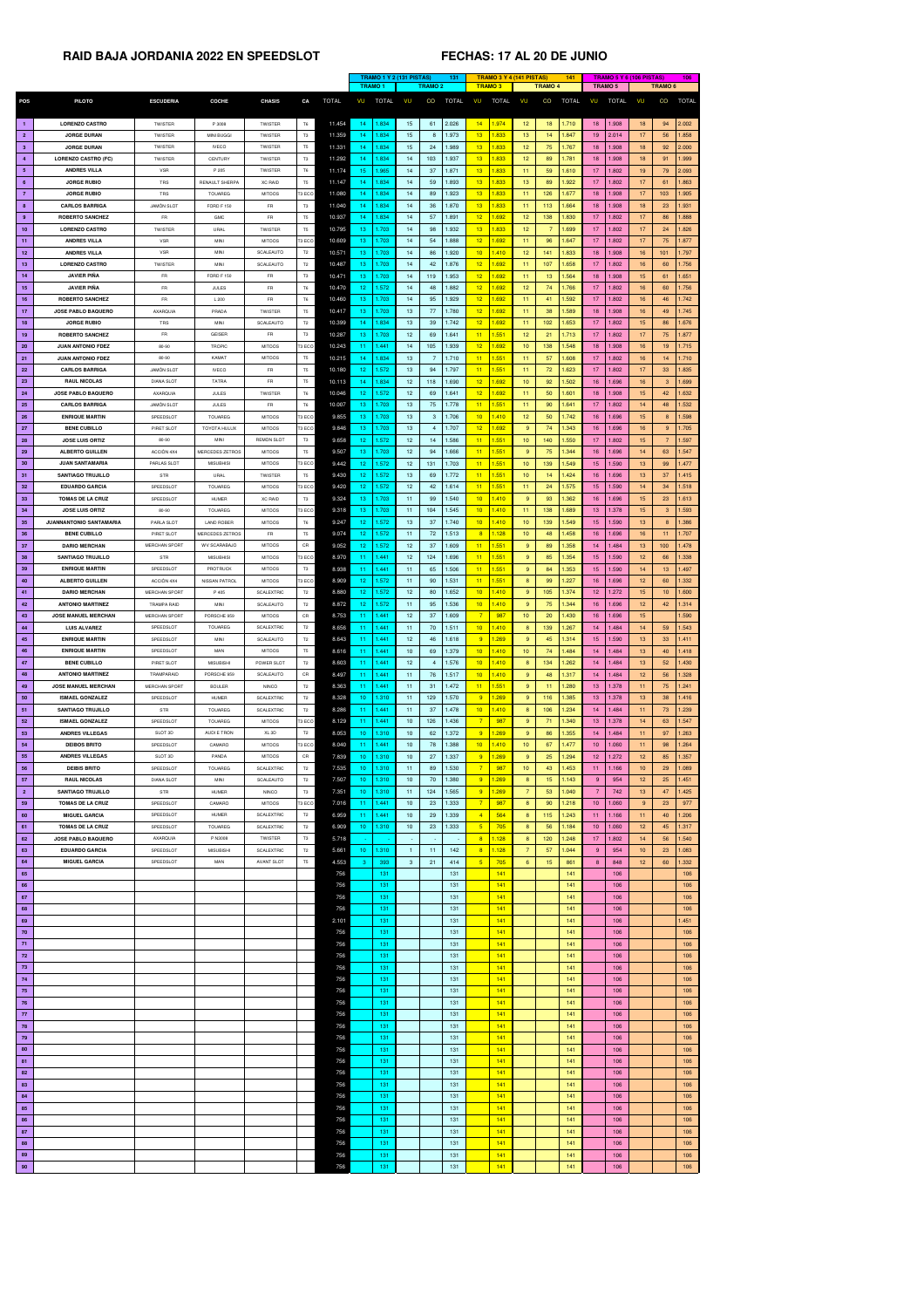# RAID BAJA JORDANIA 2022 EN SPEEDSLOT

# FECHAS: 17 AL 20 DE JUNIO

| | | | | | | | TRAMO 1 Y 2 (131 PISTAS) | | | | | 131 | TRAMO 3 Y 4 (141 PISTAS) | | | | | 141 | TRAMO 5 Y 6 (106 PISTAS) | | | | | 106 |
|---|---|---|---|---|---|---|---|---|---|---|---|---|---|---|---|---|---|---|---|---|---|---|---|---|
| | | | | | | | TRAMO 1 | | TRAMO 2 | | | | TRAMO 3 | | TRAMO 4 | | | | TRAMO 5 | | TRAMO 6 | | | |
| POS | PILOTO | ESCUDERIA | COCHE | CHASIS | CA | TOTAL | VU | TOTAL | VU | CO | TOTAL | VU | TOTAL | VU | CO | TOTAL | VU | TOTAL | VU | CO | TOTAL | | | |
| 1 | LORENZO CASTRO | TWISTER | P 3008 | TWISTER | T6 | 11.454 | 14 | 1.834 | 15 | 61 | 2.026 | 14 | 1.974 | 12 | 18 | 1.710 | 18 | 1.908 | 18 | 94 | 2.002 | | | |
| 2 | JORGE DURAN | TWISTER | MINI BUGGI | TWISTER | T3 | 11.359 | 14 | 1.834 | 15 | 8 | 1.973 | 13 | 1.833 | 13 | 14 | 1.847 | 19 | 2.014 | 17 | 56 | 1.858 | | | |
| 3 | JORGE DURAN | TWISTER | IVECO | TWISTER | T5 | 11.331 | 14 | 1.834 | 15 | 24 | 1.989 | 13 | 1.833 | 12 | 75 | 1.767 | 18 | 1.908 | 18 | 92 | 2.000 | | | |
| 4 | LORENZO CASTRO (FC) | TWISTER | CENTURY | TWISTER | T2 | 11.292 | 14 | 1.834 | 14 | 103 | 1.937 | 13 | 1.833 | 12 | 89 | 1.781 | 18 | 1.908 | 18 | 91 | 1.999 | | | |
| 5 | ANDRES VILLA | VSR | P 205 | TWISTER | T6 | 11.174 | 15 | 1.965 | 14 | 37 | 1.871 | 13 | 1.833 | 11 | 59 | 1.610 | 17 | 1.802 | 19 | 79 | 2.093 | | | |
| 6 | JORGE RUBIO | TRS | RENAULT SHERPA | XC RAID | T5 | 11.147 | 14 | 1.834 | 14 | 59 | 1.893 | 13 | 1.833 | 13 | 89 | 1.922 | 17 | 1.802 | 17 | 61 | 1.863 | | | |
| 7 | JORGE RUBIO | TRS | TOUAREG | MITOOS | T3 ECO | 11.080 | 14 | 1.834 | 14 | 89 | 1.923 | 13 | 1.833 | 11 | 126 | 1.677 | 18 | 1.908 | 17 | 103 | 1.905 | | | |
| 8 | CARLOS BARRIGA | JAMÓN SLOT | FORD F150 | FR | T3 | 11.040 | 14 | 1.834 | 14 | 36 | 1.870 | 13 | 1.833 | 11 | 113 | 1.664 | 18 | 1.908 | 18 | 23 | 1.931 | | | |
| 9 | ROBERTO SANCHEZ | FR | GMC | FR | T5 | 10.937 | 14 | 1.834 | 14 | 57 | 1.891 | 12 | 1.692 | 12 | 138 | 1.830 | 17 | 1.802 | 17 | 86 | 1.888 | | | |
| 10 | LORENZO CASTRO | TWISTER | URAL | TWISTER | T5 | 10.795 | 13 | 1.703 | 14 | 98 | 1.932 | 13 | 1.833 | 12 | 7 | 1.699 | 17 | 1.802 | 16 | 24 | 1.826 | | | |
| 11 | ANDRES VILLA | VSR | MINI | MITOOS | T3 ECO | 10.609 | 13 | 1.703 | 14 | 54 | 1.888 | 12 | 1.692 | 11 | 96 | 1.647 | 17 | 1.802 | 17 | 75 | 1.877 | | | |
| 12 | ANDRES VILLA | VSR | MINI | SCALEAUTO | T2 | 10.571 | 13 | 1.703 | 14 | 86 | 1.920 | 10 | 1.410 | 12 | 141 | 1.833 | 18 | 1.908 | 16 | 101 | 1.797 | | | |
| 13 | LORENZO CASTRO | TWISTER | MINI | SCALEAUTO | T2 | 10.487 | 13 | 1.703 | 14 | 42 | 1.876 | 12 | 1.692 | 11 | 107 | 1.658 | 17 | 1.802 | 16 | 60 | 1.756 | | | |
| 14 | JAVIER PIÑA | FR | FORD F150 | FR | T3 | 10.471 | 13 | 1.703 | 14 | 119 | 1.953 | 12 | 1.692 | 11 | 13 | 1.564 | 18 | 1.908 | 15 | 61 | 1.651 | | | |
| 15 | JAVIER PIÑA | FR | JULES | FR | T6 | 10.470 | 12 | 1.572 | 14 | 48 | 1.882 | 12 | 1.692 | 12 | 74 | 1.766 | 17 | 1.802 | 16 | 60 | 1.756 | | | |
| 16 | ROBERTO SANCHEZ | FR | L 200 | FR | T6 | 10.460 | 13 | 1.703 | 14 | 95 | 1.929 | 12 | 1.692 | 11 | 41 | 1.592 | 17 | 1.802 | 16 | 46 | 1.742 | | | |
| 17 | JOSE PABLO BAQUERO | AXARQUIA | PRADA | TWISTER | T5 | 10.417 | 13 | 1.703 | 13 | 77 | 1.780 | 12 | 1.692 | 11 | 38 | 1.589 | 18 | 1.908 | 16 | 49 | 1.745 | | | |
| 18 | JORGE RUBIO | TRS | MINI | SCALEAUTO | T2 | 10.399 | 14 | 1.834 | 13 | 39 | 1.742 | 12 | 1.692 | 11 | 102 | 1.653 | 17 | 1.802 | 15 | 86 | 1.676 | | | |
| 19 | ROBERTO SANCHEZ | FR | GEISER | FR | T3 | 10.287 | 13 | 1.703 | 12 | 69 | 1.641 | 11 | 1.551 | 12 | 21 | 1.713 | 17 | 1.802 | 17 | 75 | 1.877 | | | |
| 20 | JUAN ANTONIO FDEZ | 88-90 | TROPIC | MITOOS | T3 ECO | 10.243 | 11 | 1.441 | 14 | 105 | 1.939 | 12 | 1.692 | 10 | 138 | 1.548 | 18 | 1.908 | 16 | 19 | 1.715 | | | |
| 21 | JUAN ANTONIO FDEZ | 88-90 | KAMAT | MITOOS | T5 | 10.215 | 14 | 1.834 | 13 | 7 | 1.710 | 11 | 1.551 | 11 | 57 | 1.608 | 17 | 1.802 | 16 | 14 | 1.710 | | | |
| 22 | CARLOS BARRIGA | JAMÓN SLOT | IVECO | FR | T5 | 10.180 | 12 | 1.572 | 13 | 94 | 1.797 | 11 | 1.551 | 11 | 72 | 1.623 | 17 | 1.802 | 17 | 33 | 1.835 | | | |
| 23 | RAUL NICOLAS | DIANA SLOT | TATRA | FR | T5 | 10.113 | 14 | 1.834 | 12 | 118 | 1.690 | 12 | 1.692 | 10 | 92 | 1.502 | 16 | 1.696 | 16 | 3 | 1.699 | | | |
| 24 | JOSE PABLO BAQUERO | AXARQUIA | JULES | TWISTER | T6 | 10.046 | 12 | 1.572 | 12 | 69 | 1.641 | 12 | 1.692 | 11 | 50 | 1.601 | 18 | 1.908 | 15 | 42 | 1.632 | | | |
| 25 | CARLOS BARRIGA | JAMÓN SLOT | JULES | FR | T6 | 10.007 | 13 | 1.703 | 13 | 75 | 1.778 | 11 | 1.551 | 11 | 90 | 1.641 | 17 | 1.802 | 14 | 48 | 1.532 | | | |
| 26 | ENRIQUE MARTIN | SPEEDSLOT | TOUAREG | MITOOS | T3 ECO | 9.855 | 13 | 1.703 | 13 | 3 | 1.706 | 10 | 1.410 | 12 | 50 | 1.742 | 16 | 1.696 | 15 | 8 | 1.598 | | | |
| 27 | BENE CUBILLO | PIRET SLOT | TOYOTA HILUX | MITOOS | T3 ECO | 9.846 | 13 | 1.703 | 13 | 4 | 1.707 | 12 | 1.692 | 9 | 74 | 1.343 | 16 | 1.696 | 16 | 9 | 1.705 | | | |
| 28 | JOSE LUIS ORTIZ | 88-90 | MINI | REMON SLOT | T2 | 9.658 | 12 | 1.572 | 12 | 14 | 1.586 | 11 | 1.551 | 10 | 140 | 1.550 | 17 | 1.802 | 15 | 7 | 1.597 | | | |
| 29 | ALBERTO GUILLEN | ACCIÓN 4X4 | MERCEDES ZETROS | MITOOS | T5 | 9.507 | 13 | 1.703 | 12 | 94 | 1.666 | 11 | 1.551 | 9 | 75 | 1.344 | 16 | 1.696 | 14 | 63 | 1.547 | | | |
| 30 | JUAN SANTAMARIA | PARLAS SLOT | MISUBHISI | MITOOS | T3 ECO | 9.442 | 12 | 1.572 | 12 | 131 | 1.703 | 11 | 1.551 | 10 | 139 | 1.549 | 15 | 1.590 | 13 | 99 | 1.477 | | | |
| 31 | SANTIAGO TRUJILLO | STR | URAL | TWISTER | T5 | 9.430 | 12 | 1.572 | 13 | 69 | 1.772 | 11 | 1.551 | 10 | 14 | 1.424 | 16 | 1.696 | 13 | 37 | 1.415 | | | |
| 32 | EDUARDO GARCIA | SPEEDSLOT | TOUAREG | MITOOS | T3 ECO | 9.420 | 12 | 1.572 | 12 | 42 | 1.614 | 11 | 1.551 | 11 | 24 | 1.575 | 15 | 1.590 | 14 | 34 | 1.518 | | | |
| 33 | TOMAS DE LA CRUZ | SPEEDSLOT | HUMER | XC RAID | T3 | 9.324 | 13 | 1.703 | 11 | 99 | 1.540 | 10 | 1.410 | 9 | 93 | 1.362 | 16 | 1.696 | 15 | 23 | 1.613 | | | |
| 34 | JOSE LUIS ORTIZ | 88-90 | TOUAREG | MITOOS | T3 ECO | 9.318 | 13 | 1.703 | 11 | 104 | 1.545 | 10 | 1.410 | 11 | 138 | 1.689 | 13 | 1.378 | 15 | 3 | 1.593 | | | |
| 35 | JUANNANTONIO SANTAMARIA | PARLA SLOT | LAND ROBER | MITOOS | T6 | 9.247 | 12 | 1.572 | 13 | 37 | 1.740 | 10 | 1.410 | 10 | 139 | 1.549 | 15 | 1.590 | 13 | 8 | 1.386 | | | |
| 36 | BENE CUBILLO | PIRET SLOT | MERCEDES ZETROS | FR | T5 | 9.074 | 12 | 1.572 | 11 | 72 | 1.513 | 8 | 1.128 | 10 | 48 | 1.458 | 16 | 1.696 | 16 | 11 | 1.707 | | | |
| 37 | DARIO MERCHAN | MERCHAN SPORT | WV SCARABAJO | MITOOS | CR | 9.052 | 12 | 1.572 | 12 | 37 | 1.609 | 11 | 1.551 | 9 | 89 | 1.358 | 14 | 1.484 | 13 | 100 | 1.478 | | | |
| 38 | SANTIAGO TRUJILLO | STR | MISUBHISI | MITOOS | T3 ECO | 8.970 | 11 | 1.441 | 12 | 124 | 1.696 | 11 | 1.551 | 9 | 85 | 1.354 | 15 | 1.590 | 12 | 66 | 1.338 | | | |
| 39 | ENRIQUE MARTIN | SPEEDSLOT | PROTRUCK | MITOOS | T3 | 8.938 | 11 | 1.441 | 11 | 65 | 1.506 | 11 | 1.551 | 9 | 84 | 1.353 | 15 | 1.590 | 14 | 13 | 1.497 | | | |
| 40 | ALBERTO GUILLEN | ACCIÓN 4X4 | NISSAN PATROL | MITOOS | T3 ECO | 8.909 | 12 | 1.572 | 11 | 90 | 1.531 | 11 | 1.551 | 8 | 99 | 1.227 | 16 | 1.696 | 12 | 60 | 1.332 | | | |
| 41 | DARIO MERCHAN | MERCHAN SPORT | P 405 | SCALEXTRIC | T2 | 8.880 | 12 | 1.572 | 12 | 80 | 1.652 | 10 | 1.410 | 9 | 105 | 1.374 | 12 | 1.272 | 15 | 10 | 1.600 | | | |
| 42 | ANTONIO MARTINEZ | TRAMPA RAID | MINI | SCALEAUTO | T2 | 8.872 | 12 | 1.572 | 11 | 95 | 1.536 | 10 | 1.410 | 9 | 75 | 1.344 | 16 | 1.696 | 12 | 42 | 1.314 | | | |
| 43 | JOSE MANUEL MERCHAN | MERCHAN SPORT | PORSCHE 959 | MITOOS | CR | 8.753 | 11 | 1.441 | 12 | 37 | 1.609 | 7 | 987 | 10 | 20 | 1.430 | 16 | 1.696 | 15 | | 1.590 | | | |
| 44 | LUIS ALVAREZ | SPEEDSLOT | TOUAREG | SCALEXTRIC | T2 | 8.656 | 11 | 1.441 | 11 | 70 | 1.511 | 10 | 1.410 | 8 | 139 | 1.267 | 14 | 1.484 | 14 | 59 | 1.543 | | | |
| 45 | ENRIQUE MARTIN | SPEEDSLOT | MINI | SCALEAUTO | T2 | 8.643 | 11 | 1.441 | 12 | 46 | 1.618 | 9 | 1.269 | 9 | 45 | 1.314 | 15 | 1.590 | 13 | 33 | 1.411 | | | |
| 46 | ENRIQUE MARTIN | SPEEDSLOT | MAN | MITOOS | T5 | 8.616 | 11 | 1.441 | 10 | 69 | 1.379 | 10 | 1.410 | 10 | 74 | 1.484 | 14 | 1.484 | 13 | 40 | 1.418 | | | |
| 47 | BENE CUBILLO | PIRET SLOT | MISUBISHI | POWER SLOT | T2 | 8.603 | 11 | 1.441 | 12 | 4 | 1.576 | 10 | 1.410 | 8 | 134 | 1.262 | 14 | 1.484 | 13 | 52 | 1.430 | | | |
| 48 | ANTONIO MARTINEZ | TRAMPARAID | PORSCHE 959 | SCALEAUTO | CR | 8.497 | 11 | 1.441 | 11 | 76 | 1.517 | 10 | 1.410 | 9 | 48 | 1.317 | 14 | 1.484 | 12 | 56 | 1.328 | | | |
| 49 | JOSE MANUEL MERCHAN | MERCHAN SPORT | BOULER | NINCO | T2 | 8.363 | 11 | 1.441 | 11 | 31 | 1.472 | 11 | 1.551 | 9 | 11 | 1.280 | 13 | 1.378 | 11 | 75 | 1.241 | | | |
| 50 | ISMAEL GONZALEZ | SPEEDSLOT | HUMER | SCALEXTRIC | T2 | 8.328 | 10 | 1.310 | 11 | 129 | 1.570 | 9 | 1.269 | 9 | 116 | 1.385 | 13 | 1.378 | 13 | 38 | 1.416 | | | |
| 51 | SANTIAGO TRUJILLO | STR | TOUAREG | SCALEXTRIC | T2 | 8.286 | 11 | 1.441 | 11 | 37 | 1.478 | 10 | 1.410 | 8 | 106 | 1.234 | 14 | 1.484 | 11 | 73 | 1.239 | | | |
| 52 | ISMAEL GONZALEZ | SPEEDSLOT | TOUAREG | MITOOS | T3 ECO | 8.129 | 11 | 1.441 | 10 | 126 | 1.436 | 7 | 987 | 9 | 71 | 1.340 | 13 | 1.378 | 14 | 63 | 1.547 | | | |
| 53 | ANDRES VILLEGAS | SLOT 3D | AUDI E TRON | XL 3D | T2 | 8.053 | 10 | 1.310 | 10 | 62 | 1.372 | 9 | 1.269 | 9 | 86 | 1.355 | 14 | 1.484 | 11 | 97 | 1.263 | | | |
| 54 | DEIBIS BRITO | SPEEDSLOT | CAMARO | MITOOS | T3 ECO | 8.040 | 11 | 1.441 | 10 | 78 | 1.388 | 10 | 1.410 | 10 | 67 | 1.477 | 10 | 1.060 | 11 | 98 | 1.264 | | | |
| 55 | ANDRES VILLEGAS | SLOT 3D | PANDA | MITOOS | CR | 7.839 | 10 | 1.310 | 10 | 27 | 1.337 | 9 | 1.269 | 9 | 25 | 1.294 | 12 | 1.272 | 12 | 85 | 1.357 | | | |
| 56 | DEIBIS BRITO | SPEEDSLOT | TOUAREG | SCALEXTRIC | T2 | 7.535 | 10 | 1.310 | 11 | 89 | 1.530 | 7 | 987 | 10 | 43 | 1.453 | 11 | 1.166 | 10 | 29 | 1.089 | | | |
| 57 | RAUL NICOLAS | DIANA SLOT | MINI | SCALEAUTO | T2 | 7.507 | 10 | 1.310 | 10 | 70 | 1.380 | 9 | 1.269 | 8 | 15 | 1.143 | 9 | 954 | 12 | 25 | 1.451 | | | |
| 2 | SANTIAGO TRUJILLO | STR | HUMER | NINCO | T3 | 7.351 | 10 | 1.310 | 11 | 124 | 1.565 | 9 | 1.269 | 7 | 53 | 1.040 | 7 | 742 | 13 | 47 | 1.425 | | | |
| 59 | TOMAS DE LA CRUZ | SPEEDSLOT | CAMARO | MITOOS | T3 ECO | 7.016 | 11 | 1.441 | 10 | 23 | 1.333 | 7 | 987 | 8 | 90 | 1.218 | 10 | 1.060 | 9 | 23 | 977 | | | |
| 60 | MIGUEL GARCIA | SPEEDSLOT | HUMER | SCALEXTRIC | T2 | 6.959 | 11 | 1.441 | 10 | 29 | 1.339 | 4 | 564 | 8 | 115 | 1.243 | 11 | 1.166 | 11 | 40 | 1.206 | | | |
| 61 | TOMAS DE LA CRUZ | SPEEDSLOT | TOUAREG | SCALEXTRIC | T2 | 6.909 | 10 | 1.310 | 10 | 23 | 1.333 | 5 | 705 | 8 | 56 | 1.184 | 10 | 1.060 | 12 | 45 | 1.317 | | | |
| 62 | JOSE PABLO BAQUERO | AXARQUIA | P N3008 | TWISTER | T3 | 5.718 | - | - | - | - | - | 8 | 1.128 | 8 | 120 | 1.248 | 17 | 1.802 | 14 | 56 | 1.540 | | | |
| 63 | EDUARDO GARCIA | SPEEDSLOT | MISUBISHI | SCALEXTRIC | T2 | 5.661 | 10 | 1.310 | 1 | 11 | 142 | 8 | 1.128 | 7 | 57 | 1.044 | 9 | 954 | 10 | 23 | 1.083 | | | |
| 64 | MIGUEL GARCIA | SPEEDSLOT | MAN | AVANT SLOT | T5 | 4.553 | 3 | 393 | 3 | 21 | 414 | 5 | 705 | 6 | 15 | 861 | 8 | 848 | 12 | 60 | 1.332 | | | |
| 65 | | | | | | 756 | | 131 | | | 131 | | 141 | | | 141 | | 106 | | | 106 | | | |
| 66 | | | | | | 756 | | 131 | | | 131 | | 141 | | | 141 | | 106 | | | 106 | | | |
| 67 | | | | | | 756 | | 131 | | | 131 | | 141 | | | 141 | | 106 | | | 106 | | | |
| 68 | | | | | | 756 | | 131 | | | 131 | | 141 | | | 141 | | 106 | | | 106 | | | |
| 69 | | | | | | 2.101 | | 131 | | | 131 | | 141 | | | 141 | | 106 | | | 1.451 | | | |
| 70 | | | | | | 756 | | 131 | | | 131 | | 141 | | | 141 | | 106 | | | 106 | | | |
| 71 | | | | | | 756 | | 131 | | | 131 | | 141 | | | 141 | | 106 | | | 106 | | | |
| 72 | | | | | | 756 | | 131 | | | 131 | | 141 | | | 141 | | 106 | | | 106 | | | |
| 73 | | | | | | 756 | | 131 | | | 131 | | 141 | | | 141 | | 106 | | | 106 | | | |
| 74 | | | | | | 756 | | 131 | | | 131 | | 141 | | | 141 | | 106 | | | 106 | | | |
| 75 | | | | | | 756 | | 131 | | | 131 | | 141 | | | 141 | | 106 | | | 106 | | | |
| 76 | | | | | | 756 | | 131 | | | 131 | | 141 | | | 141 | | 106 | | | 106 | | | |
| 77 | | | | | | 756 | | 131 | | | 131 | | 141 | | | 141 | | 106 | | | 106 | | | |
| 78 | | | | | | 756 | | 131 | | | 131 | | 141 | | | 141 | | 106 | | | 106 | | | |
| 79 | | | | | | 756 | | 131 | | | 131 | | 141 | | | 141 | | 106 | | | 106 | | | |
| 80 | | | | | | 756 | | 131 | | | 131 | | 141 | | | 141 | | 106 | | | 106 | | | |
| 81 | | | | | | 756 | | 131 | | | 131 | | 141 | | | 141 | | 106 | | | 106 | | | |
| 82 | | | | | | 756 | | 131 | | | 131 | | 141 | | | 141 | | 106 | | | 106 | | | |
| 83 | | | | | | 756 | | 131 | | | 131 | | 141 | | | 141 | | 106 | | | 106 | | | |
| 84 | | | | | | 756 | | 131 | | | 131 | | 141 | | | 141 | | 106 | | | 106 | | | |
| 85 | | | | | | 756 | | 131 | | | 131 | | 141 | | | 141 | | 106 | | | 106 | | | |
| 86 | | | | | | 756 | | 131 | | | 131 | | 141 | | | 141 | | 106 | | | 106 | | | |
| 87 | | | | | | 756 | | 131 | | | 131 | | 141 | | | 141 | | 106 | | | 106 | | | |
| 88 | | | | | | 756 | | 131 | | | 131 | | 141 | | | 141 | | 106 | | | 106 | | | |
| 89 | | | | | | 756 | | 131 | | | 131 | | 141 | | | 141 | | 106 | | | 106 | | | |
| 90 | | | | | | 756 | | 131 | | | 131 | | 141 | | | 141 | | 106 | | | 106 | | | |